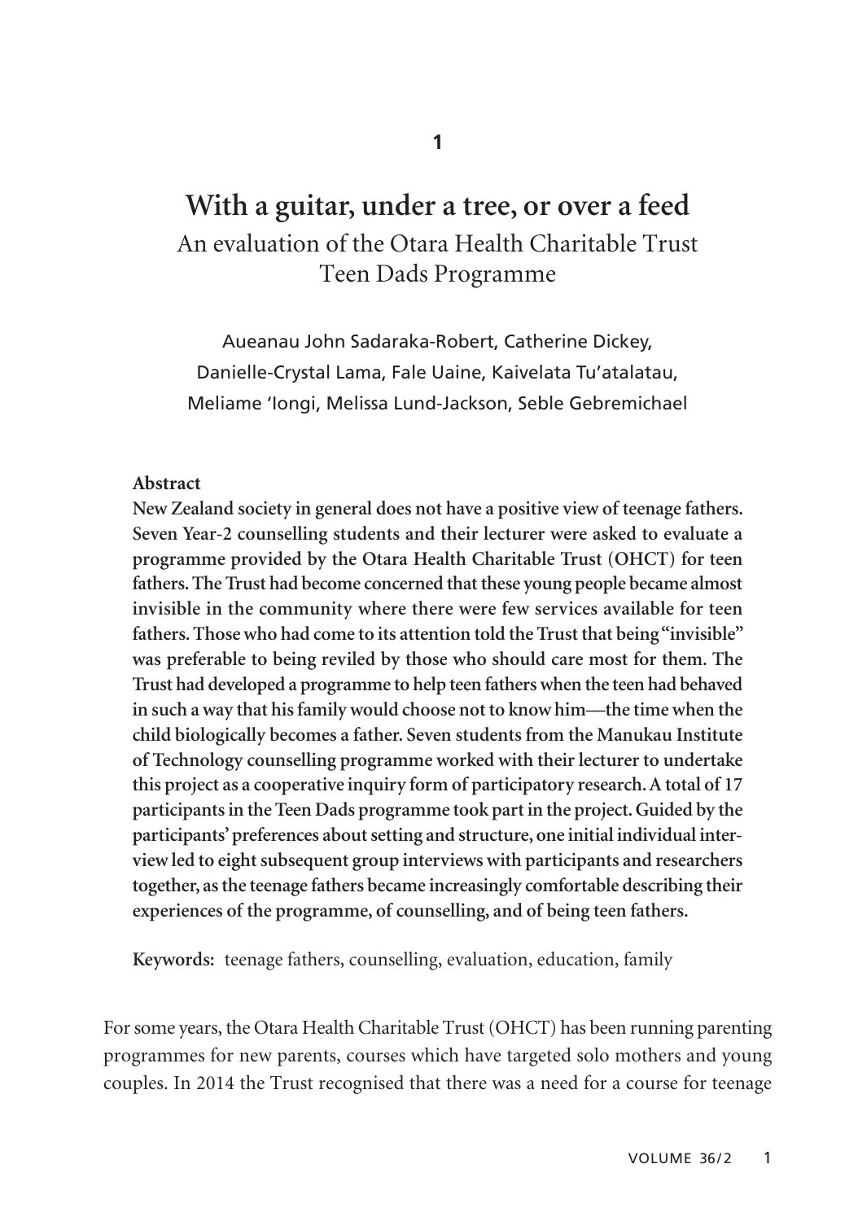1

# With a guitar, under a tree, or over a feed

## An evaluation of the Otara Health Charitable Trust Teen Dads Programme

Aueanau John Sadaraka-Robert, Catherine Dickey, Danielle-Crystal Lama, Fale Uaine, Kaivelata Tu'atalatau, Meliame 'Iongi, Melissa Lund-Jackson, Seble Gebremichael

**Abstract**

**New Zealand society in general does not have a positive view of teenage fathers. Seven Year-2 counselling students and their lecturer were asked to evaluate a programme provided by the Otara Health Charitable Trust (OHCT) for teen fathers. The Trust had become concerned that these young people became almost invisible in the community where there were few services available for teen fathers. Those who had come to its attention told the Trust that being "invisible" was preferable to being reviled by those who should care most for them. The Trust had developed a programme to help teen fathers when the teen had behaved in such a way that his family would choose not to know him—the time when the child biologically becomes a father. Seven students from the Manukau Institute of Technology counselling programme worked with their lecturer to undertake this project as a cooperative inquiry form of participatory research. A total of 17 participants in the Teen Dads programme took part in the project. Guided by the participants' preferences about setting and structure, one initial individual interview led to eight subsequent group interviews with participants and researchers together, as the teenage fathers became increasingly comfortable describing their experiences of the programme, of counselling, and of being teen fathers.**

**Keywords:** teenage fathers, counselling, evaluation, education, family

For some years, the Otara Health Charitable Trust (OHCT) has been running parenting programmes for new parents, courses which have targeted solo mothers and young couples. In 2014 the Trust recognised that there was a need for a course for teenage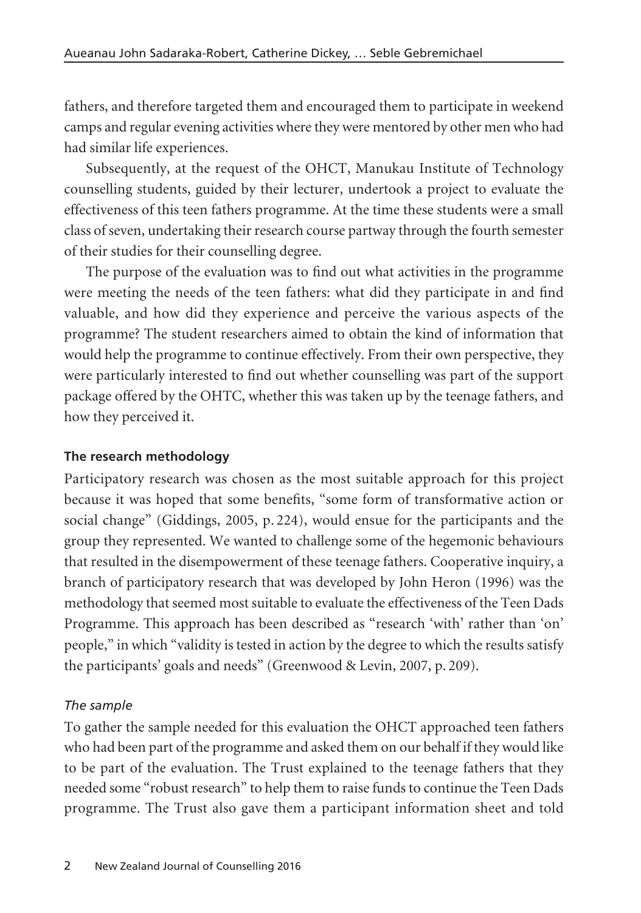fathers, and therefore targeted them and encouraged them to participate in weekend camps and regular evening activities where they were mentored by other men who had had similar life experiences.

Subsequently, at the request of the OHCT, Manukau Institute of Technology counselling students, guided by their lecturer, undertook a project to evaluate the effectiveness of this teen fathers programme. At the time these students were a small class of seven, undertaking their research course partway through the fourth semester of their studies for their counselling degree.

The purpose of the evaluation was to find out what activities in the programme were meeting the needs of the teen fathers: what did they participate in and find valuable, and how did they experience and perceive the various aspects of the programme? The student researchers aimed to obtain the kind of information that would help the programme to continue effectively. From their own perspective, they were particularly interested to find out whether counselling was part of the support package offered by the OHTC, whether this was taken up by the teenage fathers, and how they perceived it.

### The research methodology

Participatory research was chosen as the most suitable approach for this project because it was hoped that some benefits, "some form of transformative action or social change" (Giddings, 2005, p. 224), would ensue for the participants and the group they represented. We wanted to challenge some of the hegemonic behaviours that resulted in the disempowerment of these teenage fathers. Cooperative inquiry, a branch of participatory research that was developed by John Heron (1996) was the methodology that seemed most suitable to evaluate the effectiveness of the Teen Dads Programme. This approach has been described as "research 'with' rather than 'on' people," in which "validity is tested in action by the degree to which the results satisfy the participants' goals and needs" (Greenwood & Levin, 2007, p. 209).

#### *The sample*

To gather the sample needed for this evaluation the OHCT approached teen fathers who had been part of the programme and asked them on our behalf if they would like to be part of the evaluation. The Trust explained to the teenage fathers that they needed some "robust research" to help them to raise funds to continue the Teen Dads programme. The Trust also gave them a participant information sheet and told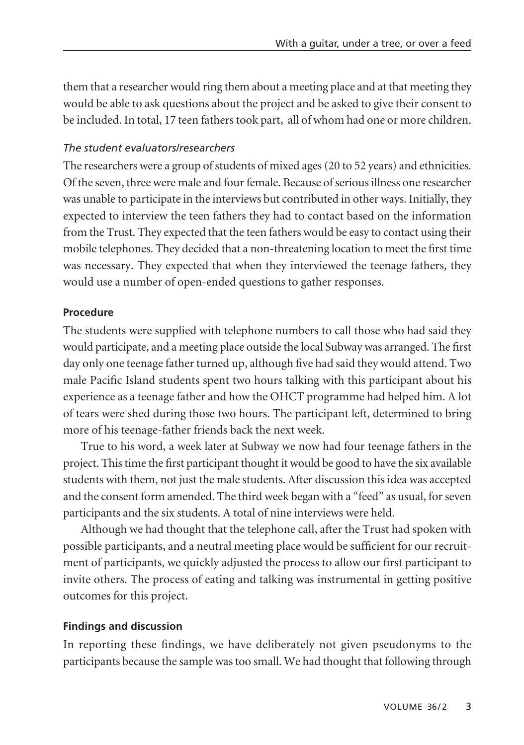them that a researcher would ring them about a meeting place and at that meeting they would be able to ask questions about the project and be asked to give their consent to be included. In total, 17 teen fathers took part, all of whom had one or more children.

*The student evaluators/researchers*

The researchers were a group of students of mixed ages (20 to 52 years) and ethnicities. Of the seven, three were male and four female. Because of serious illness one researcher was unable to participate in the interviews but contributed in other ways. Initially, they expected to interview the teen fathers they had to contact based on the information from the Trust. They expected that the teen fathers would be easy to contact using their mobile telephones. They decided that a non-threatening location to meet the first time was necessary. They expected that when they interviewed the teenage fathers, they would use a number of open-ended questions to gather responses.

**Procedure**

The students were supplied with telephone numbers to call those who had said they would participate, and a meeting place outside the local Subway was arranged. The first day only one teenage father turned up, although five had said they would attend. Two male Pacific Island students spent two hours talking with this participant about his experience as a teenage father and how the OHCT programme had helped him. A lot of tears were shed during those two hours. The participant left, determined to bring more of his teenage-father friends back the next week.

True to his word, a week later at Subway we now had four teenage fathers in the project. This time the first participant thought it would be good to have the six available students with them, not just the male students. After discussion this idea was accepted and the consent form amended. The third week began with a "feed" as usual, for seven participants and the six students. A total of nine interviews were held.

Although we had thought that the telephone call, after the Trust had spoken with possible participants, and a neutral meeting place would be sufficient for our recruitment of participants, we quickly adjusted the process to allow our first participant to invite others. The process of eating and talking was instrumental in getting positive outcomes for this project.

**Findings and discussion**

In reporting these findings, we have deliberately not given pseudonyms to the participants because the sample was too small. We had thought that following through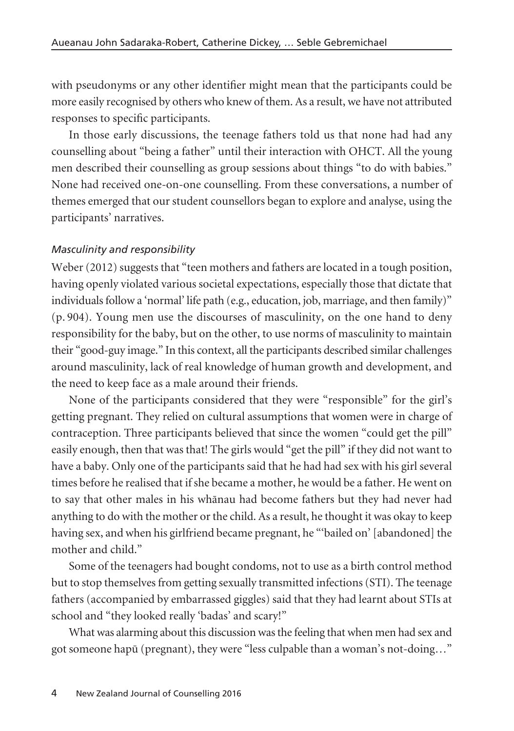with pseudonyms or any other identifier might mean that the participants could be more easily recognised by others who knew of them. As a result, we have not attributed responses to specific participants.

In those early discussions, the teenage fathers told us that none had had any counselling about "being a father" until their interaction with OHCT. All the young men described their counselling as group sessions about things "to do with babies." None had received one-on-one counselling. From these conversations, a number of themes emerged that our student counsellors began to explore and analyse, using the participants' narratives.

### *Masculinity and responsibility*

Weber (2012) suggests that "teen mothers and fathers are located in a tough position, having openly violated various societal expectations, especially those that dictate that individuals follow a 'normal' life path (e.g., education, job, marriage, and then family)" (p. 904). Young men use the discourses of masculinity, on the one hand to deny responsibility for the baby, but on the other, to use norms of masculinity to maintain their "good-guy image." In this context, all the participants described similar challenges around masculinity, lack of real knowledge of human growth and development, and the need to keep face as a male around their friends.

None of the participants considered that they were "responsible" for the girl's getting pregnant. They relied on cultural assumptions that women were in charge of contraception. Three participants believed that since the women "could get the pill" easily enough, then that was that! The girls would "get the pill" if they did not want to have a baby. Only one of the participants said that he had had sex with his girl several times before he realised that if she became a mother, he would be a father. He went on to say that other males in his whānau had become fathers but they had never had anything to do with the mother or the child. As a result, he thought it was okay to keep having sex, and when his girlfriend became pregnant, he "'bailed on' [abandoned] the mother and child."

Some of the teenagers had bought condoms, not to use as a birth control method but to stop themselves from getting sexually transmitted infections (STI). The teenage fathers (accompanied by embarrassed giggles) said that they had learnt about STIs at school and "they looked really 'badas' and scary!"

What was alarming about this discussion was the feeling that when men had sex and got someone hapū (pregnant), they were "less culpable than a woman's not-doing…"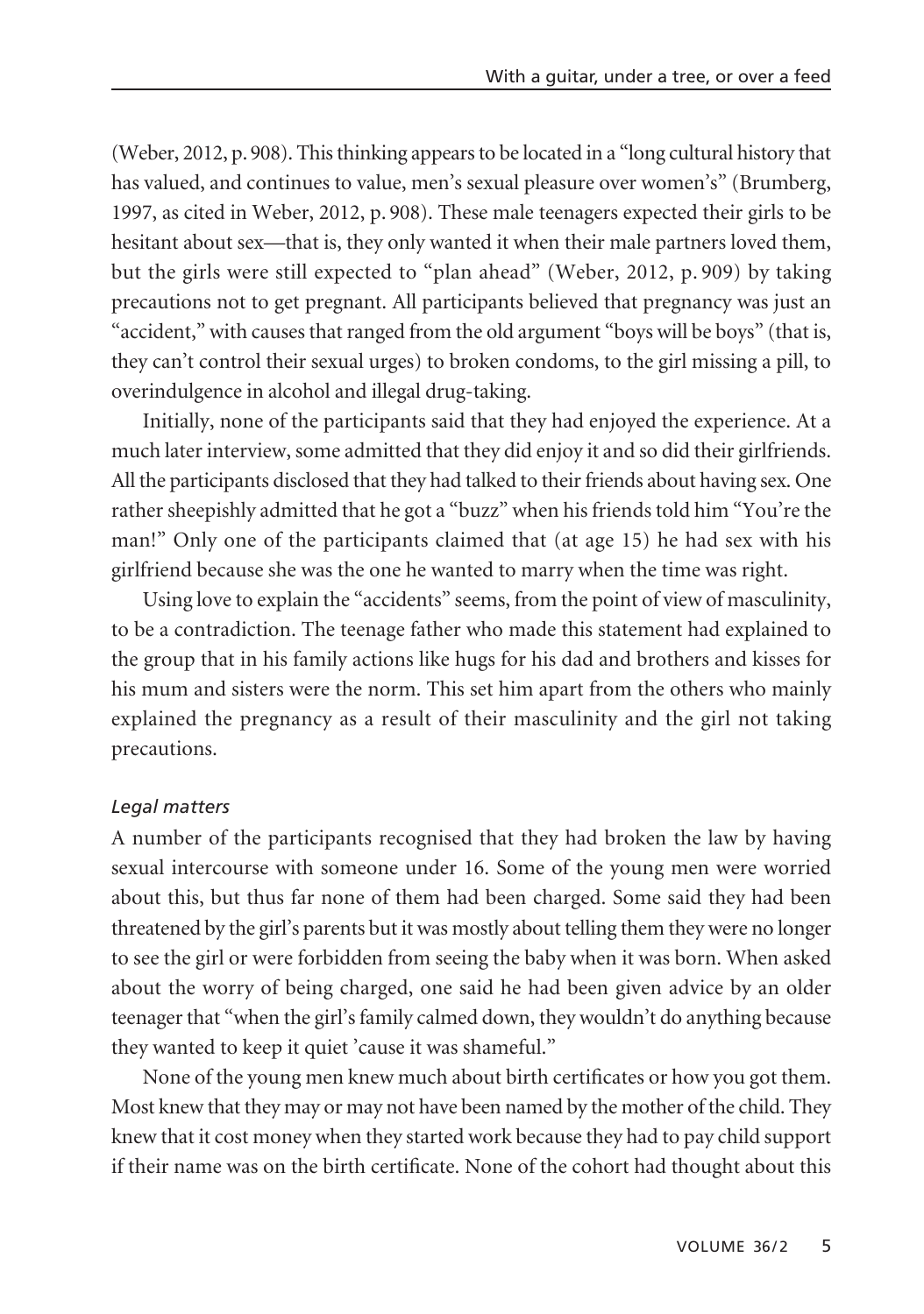(Weber, 2012, p. 908). This thinking appears to be located in a "long cultural history that has valued, and continues to value, men's sexual pleasure over women's" (Brumberg, 1997, as cited in Weber, 2012, p. 908). These male teenagers expected their girls to be hesitant about sex—that is, they only wanted it when their male partners loved them, but the girls were still expected to "plan ahead" (Weber, 2012, p. 909) by taking precautions not to get pregnant. All participants believed that pregnancy was just an "accident," with causes that ranged from the old argument "boys will be boys" (that is, they can't control their sexual urges) to broken condoms, to the girl missing a pill, to overindulgence in alcohol and illegal drug-taking.

Initially, none of the participants said that they had enjoyed the experience. At a much later interview, some admitted that they did enjoy it and so did their girlfriends. All the participants disclosed that they had talked to their friends about having sex. One rather sheepishly admitted that he got a "buzz" when his friends told him "You're the man!" Only one of the participants claimed that (at age 15) he had sex with his girlfriend because she was the one he wanted to marry when the time was right.

Using love to explain the "accidents" seems, from the point of view of masculinity, to be a contradiction. The teenage father who made this statement had explained to the group that in his family actions like hugs for his dad and brothers and kisses for his mum and sisters were the norm. This set him apart from the others who mainly explained the pregnancy as a result of their masculinity and the girl not taking precautions.

*Legal matters*

A number of the participants recognised that they had broken the law by having sexual intercourse with someone under 16. Some of the young men were worried about this, but thus far none of them had been charged. Some said they had been threatened by the girl's parents but it was mostly about telling them they were no longer to see the girl or were forbidden from seeing the baby when it was born. When asked about the worry of being charged, one said he had been given advice by an older teenager that "when the girl's family calmed down, they wouldn't do anything because they wanted to keep it quiet 'cause it was shameful."

None of the young men knew much about birth certificates or how you got them. Most knew that they may or may not have been named by the mother of the child. They knew that it cost money when they started work because they had to pay child support if their name was on the birth certificate. None of the cohort had thought about this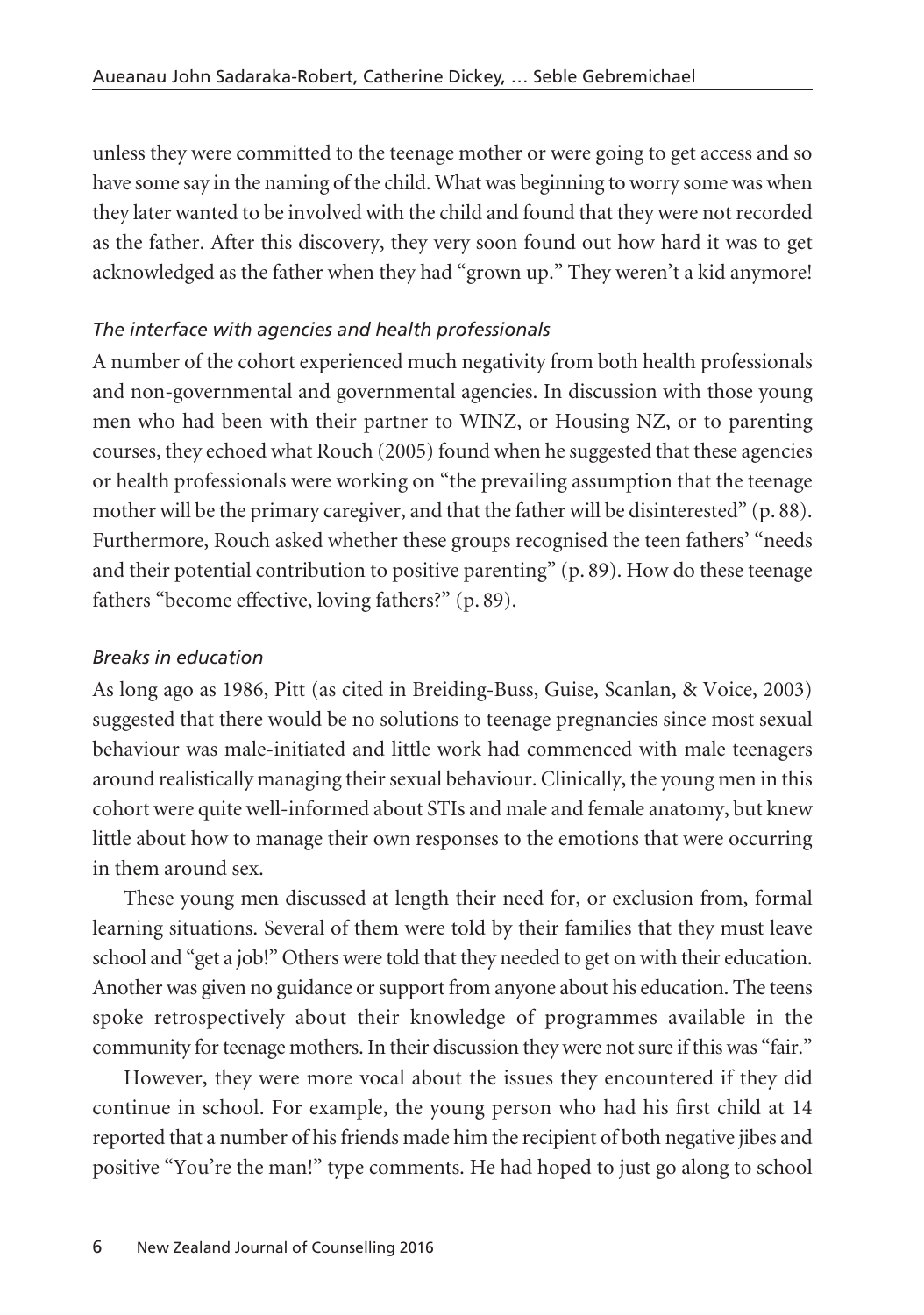unless they were committed to the teenage mother or were going to get access and so have some say in the naming of the child. What was beginning to worry some was when they later wanted to be involved with the child and found that they were not recorded as the father. After this discovery, they very soon found out how hard it was to get acknowledged as the father when they had "grown up." They weren't a kid anymore!

### *The interface with agencies and health professionals*

A number of the cohort experienced much negativity from both health professionals and non-governmental and governmental agencies. In discussion with those young men who had been with their partner to WINZ, or Housing NZ, or to parenting courses, they echoed what Rouch (2005) found when he suggested that these agencies or health professionals were working on "the prevailing assumption that the teenage mother will be the primary caregiver, and that the father will be disinterested" (p. 88). Furthermore, Rouch asked whether these groups recognised the teen fathers' "needs and their potential contribution to positive parenting" (p. 89). How do these teenage fathers "become effective, loving fathers?" (p. 89).

### *Breaks in education*

As long ago as 1986, Pitt (as cited in Breiding-Buss, Guise, Scanlan, & Voice, 2003) suggested that there would be no solutions to teenage pregnancies since most sexual behaviour was male-initiated and little work had commenced with male teenagers around realistically managing their sexual behaviour. Clinically, the young men in this cohort were quite well-informed about STIs and male and female anatomy, but knew little about how to manage their own responses to the emotions that were occurring in them around sex.

These young men discussed at length their need for, or exclusion from, formal learning situations. Several of them were told by their families that they must leave school and "get a job!" Others were told that they needed to get on with their education. Another was given no guidance or support from anyone about his education. The teens spoke retrospectively about their knowledge of programmes available in the community for teenage mothers. In their discussion they were not sure if this was "fair."

However, they were more vocal about the issues they encountered if they did continue in school. For example, the young person who had his first child at 14 reported that a number of his friends made him the recipient of both negative jibes and positive "You're the man!" type comments. He had hoped to just go along to school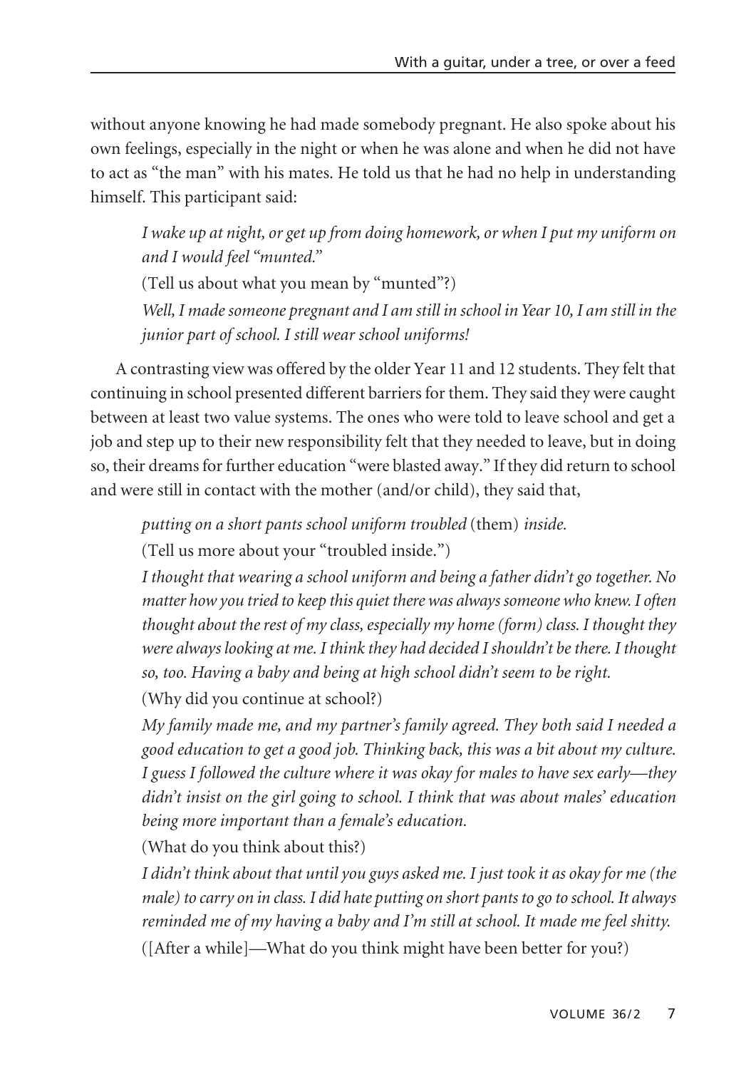without anyone knowing he had made somebody pregnant. He also spoke about his own feelings, especially in the night or when he was alone and when he did not have to act as "the man" with his mates. He told us that he had no help in understanding himself. This participant said:

> *I wake up at night, or get up from doing homework, or when I put my uniform on and I would feel "munted."*
>
> (Tell us about what you mean by "munted"?)
>
> *Well, I made someone pregnant and I am still in school in Year 10, I am still in the junior part of school. I still wear school uniforms!*

A contrasting view was offered by the older Year 11 and 12 students. They felt that continuing in school presented different barriers for them. They said they were caught between at least two value systems. The ones who were told to leave school and get a job and step up to their new responsibility felt that they needed to leave, but in doing so, their dreams for further education "were blasted away." If they did return to school and were still in contact with the mother (and/or child), they said that,

> *putting on a short pants school uniform troubled* (them) *inside.*
>
> (Tell us more about your "troubled inside.")
>
> *I thought that wearing a school uniform and being a father didn't go together. No matter how you tried to keep this quiet there was always someone who knew. I often thought about the rest of my class, especially my home (form) class. I thought they were always looking at me. I think they had decided I shouldn't be there. I thought so, too. Having a baby and being at high school didn't seem to be right.*
>
> (Why did you continue at school?)
>
> *My family made me, and my partner's family agreed. They both said I needed a good education to get a good job. Thinking back, this was a bit about my culture. I guess I followed the culture where it was okay for males to have sex early—they didn't insist on the girl going to school. I think that was about males' education being more important than a female's education.*
>
> (What do you think about this?)
>
> *I didn't think about that until you guys asked me. I just took it as okay for me (the male) to carry on in class. I did hate putting on short pants to go to school. It always reminded me of my having a baby and I'm still at school. It made me feel shitty.*
>
> ([After a while]—What do you think might have been better for you?)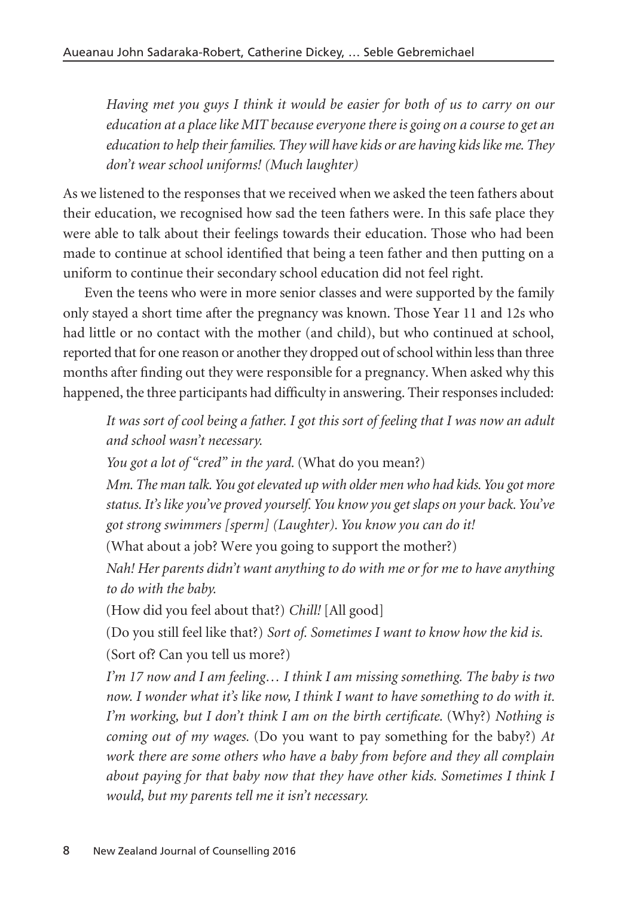*Having met you guys I think it would be easier for both of us to carry on our education at a place like MIT because everyone there is going on a course to get an education to help their families. They will have kids or are having kids like me. They don't wear school uniforms! (Much laughter)*

As we listened to the responses that we received when we asked the teen fathers about their education, we recognised how sad the teen fathers were. In this safe place they were able to talk about their feelings towards their education. Those who had been made to continue at school identified that being a teen father and then putting on a uniform to continue their secondary school education did not feel right.

Even the teens who were in more senior classes and were supported by the family only stayed a short time after the pregnancy was known. Those Year 11 and 12s who had little or no contact with the mother (and child), but who continued at school, reported that for one reason or another they dropped out of school within less than three months after finding out they were responsible for a pregnancy. When asked why this happened, the three participants had difficulty in answering. Their responses included:

> *It was sort of cool being a father. I got this sort of feeling that I was now an adult and school wasn't necessary.*
>
> *You got a lot of "cred" in the yard.* (What do you mean?)
>
> *Mm. The man talk. You got elevated up with older men who had kids. You got more status. It's like you've proved yourself. You know you get slaps on your back. You've got strong swimmers [sperm] (Laughter). You know you can do it!*
>
> (What about a job? Were you going to support the mother?)
>
> *Nah! Her parents didn't want anything to do with me or for me to have anything to do with the baby.*
>
> (How did you feel about that?) *Chill!* [All good]
>
> (Do you still feel like that?) *Sort of. Sometimes I want to know how the kid is.*
>
> (Sort of? Can you tell us more?)
>
> *I'm 17 now and I am feeling… I think I am missing something. The baby is two now. I wonder what it's like now, I think I want to have something to do with it. I'm working, but I don't think I am on the birth certificate.* (Why?) *Nothing is coming out of my wages.* (Do you want to pay something for the baby?) *At work there are some others who have a baby from before and they all complain about paying for that baby now that they have other kids. Sometimes I think I would, but my parents tell me it isn't necessary.*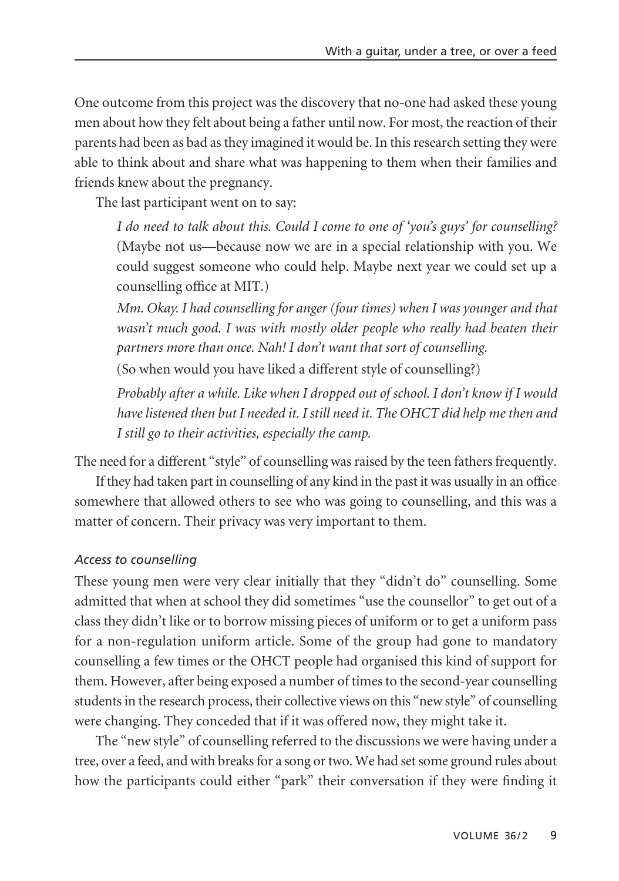One outcome from this project was the discovery that no-one had asked these young men about how they felt about being a father until now. For most, the reaction of their parents had been as bad as they imagined it would be. In this research setting they were able to think about and share what was happening to them when their families and friends knew about the pregnancy.

The last participant went on to say:

> *I do need to talk about this. Could I come to one of 'you's guys' for counselling?* (Maybe not us—because now we are in a special relationship with you. We could suggest someone who could help. Maybe next year we could set up a counselling office at MIT.)
>
> *Mm. Okay. I had counselling for anger (four times) when I was younger and that wasn't much good. I was with mostly older people who really had beaten their partners more than once. Nah! I don't want that sort of counselling.*
>
> (So when would you have liked a different style of counselling?)
>
> *Probably after a while. Like when I dropped out of school. I don't know if I would have listened then but I needed it. I still need it. The OHCT did help me then and I still go to their activities, especially the camp.*

The need for a different "style" of counselling was raised by the teen fathers frequently.

If they had taken part in counselling of any kind in the past it was usually in an office somewhere that allowed others to see who was going to counselling, and this was a matter of concern. Their privacy was very important to them.

### *Access to counselling*

These young men were very clear initially that they "didn't do" counselling. Some admitted that when at school they did sometimes "use the counsellor" to get out of a class they didn't like or to borrow missing pieces of uniform or to get a uniform pass for a non-regulation uniform article. Some of the group had gone to mandatory counselling a few times or the OHCT people had organised this kind of support for them. However, after being exposed a number of times to the second-year counselling students in the research process, their collective views on this "new style" of counselling were changing. They conceded that if it was offered now, they might take it.

The "new style" of counselling referred to the discussions we were having under a tree, over a feed, and with breaks for a song or two. We had set some ground rules about how the participants could either "park" their conversation if they were finding it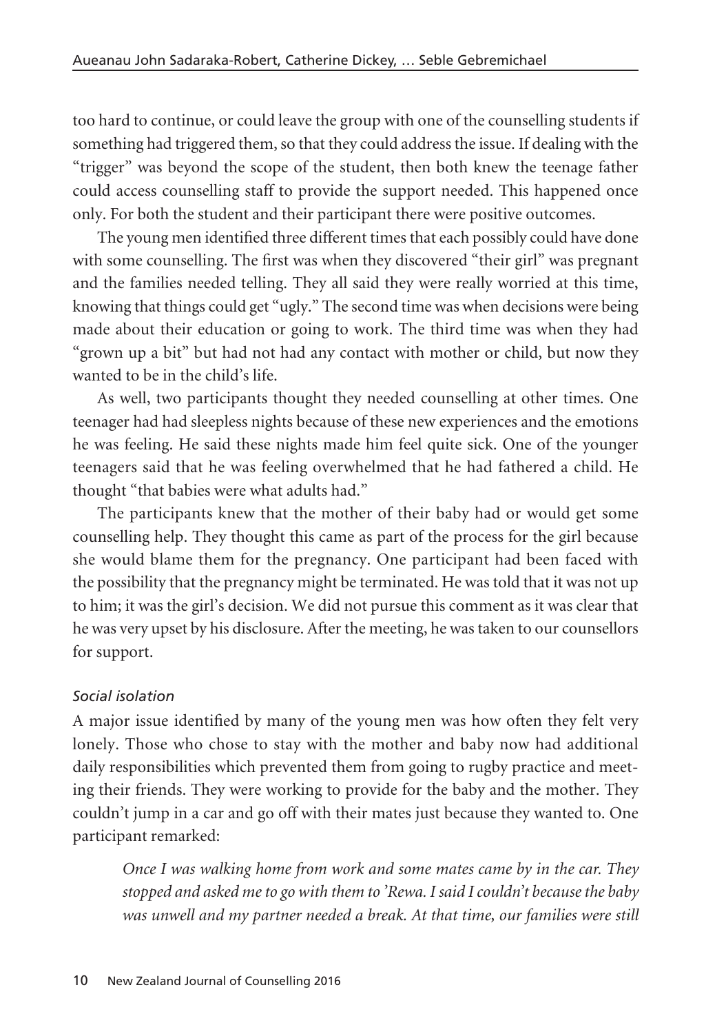too hard to continue, or could leave the group with one of the counselling students if something had triggered them, so that they could address the issue. If dealing with the "trigger" was beyond the scope of the student, then both knew the teenage father could access counselling staff to provide the support needed. This happened once only. For both the student and their participant there were positive outcomes.

The young men identified three different times that each possibly could have done with some counselling. The first was when they discovered "their girl" was pregnant and the families needed telling. They all said they were really worried at this time, knowing that things could get "ugly." The second time was when decisions were being made about their education or going to work. The third time was when they had "grown up a bit" but had not had any contact with mother or child, but now they wanted to be in the child's life.

As well, two participants thought they needed counselling at other times. One teenager had had sleepless nights because of these new experiences and the emotions he was feeling. He said these nights made him feel quite sick. One of the younger teenagers said that he was feeling overwhelmed that he had fathered a child. He thought "that babies were what adults had."

The participants knew that the mother of their baby had or would get some counselling help. They thought this came as part of the process for the girl because she would blame them for the pregnancy. One participant had been faced with the possibility that the pregnancy might be terminated. He was told that it was not up to him; it was the girl's decision. We did not pursue this comment as it was clear that he was very upset by his disclosure. After the meeting, he was taken to our counsellors for support.

*Social isolation*

A major issue identified by many of the young men was how often they felt very lonely. Those who chose to stay with the mother and baby now had additional daily responsibilities which prevented them from going to rugby practice and meeting their friends. They were working to provide for the baby and the mother. They couldn't jump in a car and go off with their mates just because they wanted to. One participant remarked:

> *Once I was walking home from work and some mates came by in the car. They stopped and asked me to go with them to 'Rewa. I said I couldn't because the baby was unwell and my partner needed a break. At that time, our families were still*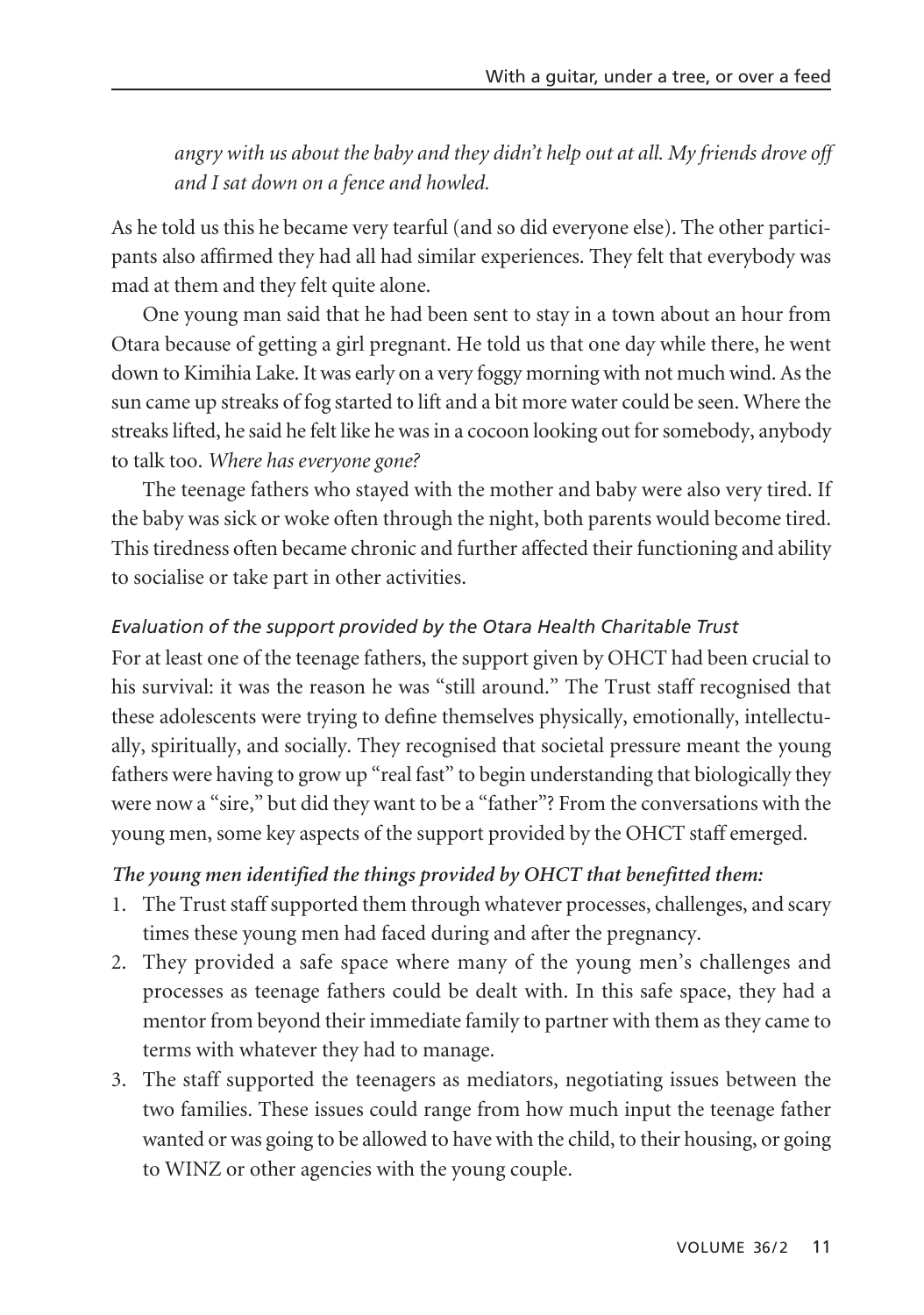*angry with us about the baby and they didn't help out at all. My friends drove off and I sat down on a fence and howled.*

As he told us this he became very tearful (and so did everyone else). The other participants also affirmed they had all had similar experiences. They felt that everybody was mad at them and they felt quite alone.

One young man said that he had been sent to stay in a town about an hour from Otara because of getting a girl pregnant. He told us that one day while there, he went down to Kimihia Lake. It was early on a very foggy morning with not much wind. As the sun came up streaks of fog started to lift and a bit more water could be seen. Where the streaks lifted, he said he felt like he was in a cocoon looking out for somebody, anybody to talk too. *Where has everyone gone?*

The teenage fathers who stayed with the mother and baby were also very tired. If the baby was sick or woke often through the night, both parents would become tired. This tiredness often became chronic and further affected their functioning and ability to socialise or take part in other activities.

### *Evaluation of the support provided by the Otara Health Charitable Trust*

For at least one of the teenage fathers, the support given by OHCT had been crucial to his survival: it was the reason he was "still around." The Trust staff recognised that these adolescents were trying to define themselves physically, emotionally, intellectually, spiritually, and socially. They recognised that societal pressure meant the young fathers were having to grow up "real fast" to begin understanding that biologically they were now a "sire," but did they want to be a "father"? From the conversations with the young men, some key aspects of the support provided by the OHCT staff emerged.

***The young men identified the things provided by OHCT that benefitted them:***

1. The Trust staff supported them through whatever processes, challenges, and scary times these young men had faced during and after the pregnancy.
2. They provided a safe space where many of the young men's challenges and processes as teenage fathers could be dealt with. In this safe space, they had a mentor from beyond their immediate family to partner with them as they came to terms with whatever they had to manage.
3. The staff supported the teenagers as mediators, negotiating issues between the two families. These issues could range from how much input the teenage father wanted or was going to be allowed to have with the child, to their housing, or going to WINZ or other agencies with the young couple.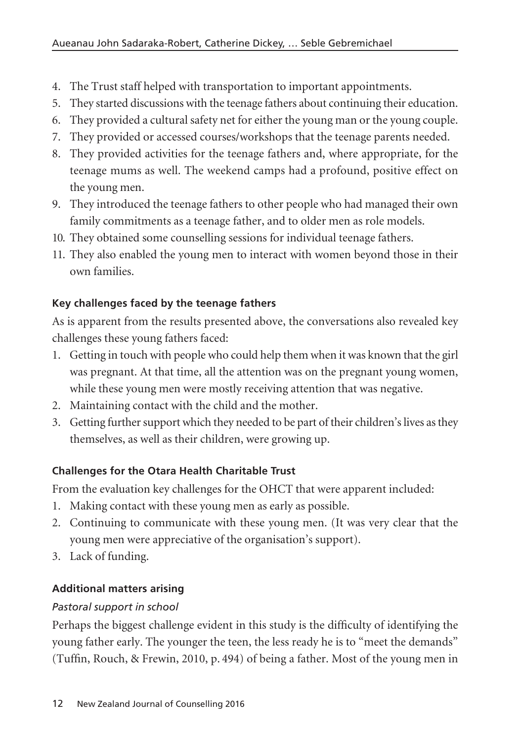4. The Trust staff helped with transportation to important appointments.
5. They started discussions with the teenage fathers about continuing their education.
6. They provided a cultural safety net for either the young man or the young couple.
7. They provided or accessed courses/workshops that the teenage parents needed.
8. They provided activities for the teenage fathers and, where appropriate, for the teenage mums as well. The weekend camps had a profound, positive effect on the young men.
9. They introduced the teenage fathers to other people who had managed their own family commitments as a teenage father, and to older men as role models.
10. They obtained some counselling sessions for individual teenage fathers.
11. They also enabled the young men to interact with women beyond those in their own families.

**Key challenges faced by the teenage fathers**

As is apparent from the results presented above, the conversations also revealed key challenges these young fathers faced:

1. Getting in touch with people who could help them when it was known that the girl was pregnant. At that time, all the attention was on the pregnant young women, while these young men were mostly receiving attention that was negative.
2. Maintaining contact with the child and the mother.
3. Getting further support which they needed to be part of their children's lives as they themselves, as well as their children, were growing up.

**Challenges for the Otara Health Charitable Trust**

From the evaluation key challenges for the OHCT that were apparent included:

1. Making contact with these young men as early as possible.
2. Continuing to communicate with these young men. (It was very clear that the young men were appreciative of the organisation's support).
3. Lack of funding.

**Additional matters arising**

*Pastoral support in school*

Perhaps the biggest challenge evident in this study is the difficulty of identifying the young father early. The younger the teen, the less ready he is to "meet the demands" (Tuffin, Rouch, & Frewin, 2010, p. 494) of being a father. Most of the young men in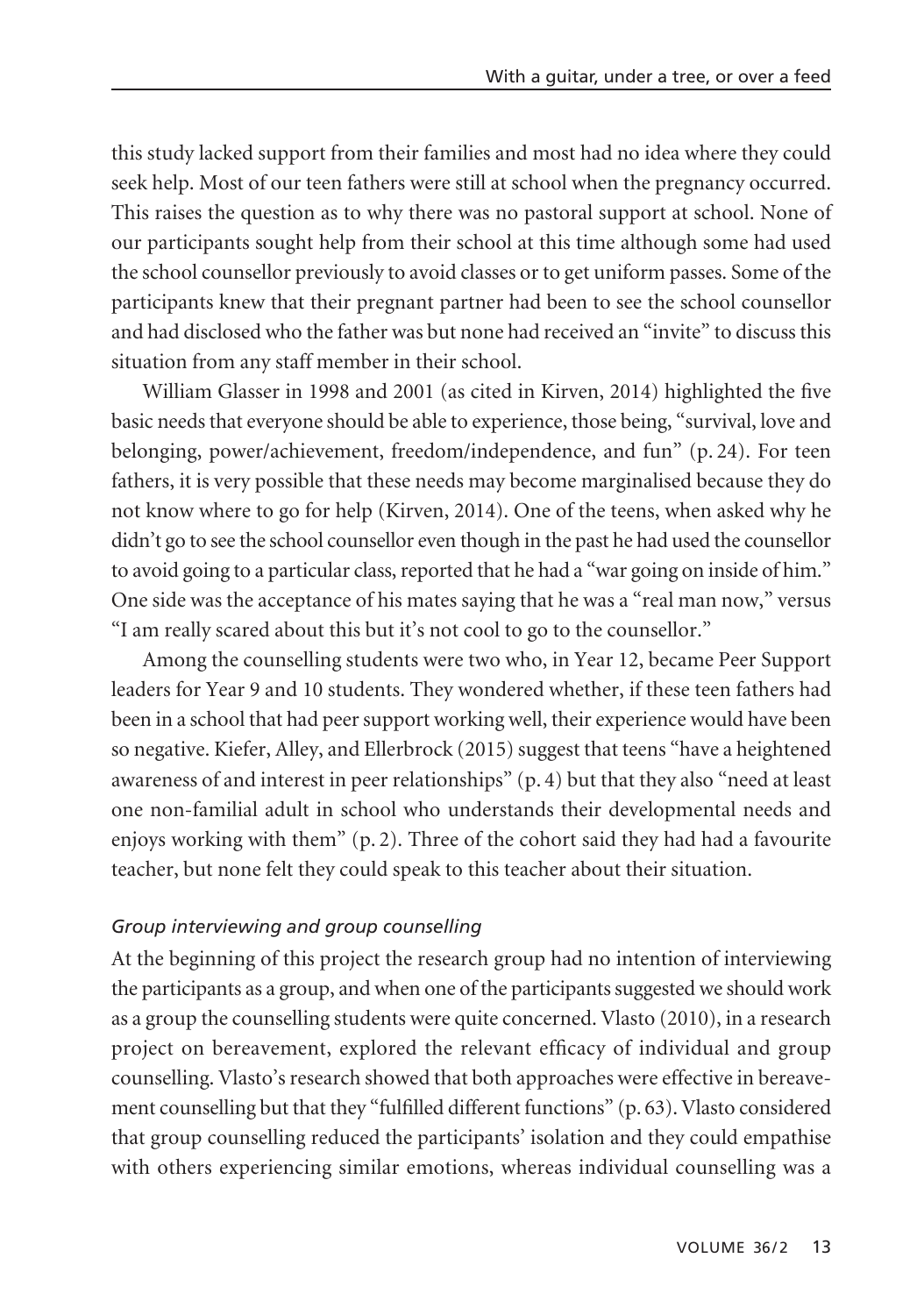this study lacked support from their families and most had no idea where they could seek help. Most of our teen fathers were still at school when the pregnancy occurred. This raises the question as to why there was no pastoral support at school. None of our participants sought help from their school at this time although some had used the school counsellor previously to avoid classes or to get uniform passes. Some of the participants knew that their pregnant partner had been to see the school counsellor and had disclosed who the father was but none had received an "invite" to discuss this situation from any staff member in their school.

William Glasser in 1998 and 2001 (as cited in Kirven, 2014) highlighted the five basic needs that everyone should be able to experience, those being, "survival, love and belonging, power/achievement, freedom/independence, and fun" (p. 24). For teen fathers, it is very possible that these needs may become marginalised because they do not know where to go for help (Kirven, 2014). One of the teens, when asked why he didn't go to see the school counsellor even though in the past he had used the counsellor to avoid going to a particular class, reported that he had a "war going on inside of him." One side was the acceptance of his mates saying that he was a "real man now," versus "I am really scared about this but it's not cool to go to the counsellor."

Among the counselling students were two who, in Year 12, became Peer Support leaders for Year 9 and 10 students. They wondered whether, if these teen fathers had been in a school that had peer support working well, their experience would have been so negative. Kiefer, Alley, and Ellerbrock (2015) suggest that teens "have a heightened awareness of and interest in peer relationships" (p. 4) but that they also "need at least one non-familial adult in school who understands their developmental needs and enjoys working with them" (p. 2). Three of the cohort said they had had a favourite teacher, but none felt they could speak to this teacher about their situation.

### *Group interviewing and group counselling*

At the beginning of this project the research group had no intention of interviewing the participants as a group, and when one of the participants suggested we should work as a group the counselling students were quite concerned. Vlasto (2010), in a research project on bereavement, explored the relevant efficacy of individual and group counselling. Vlasto's research showed that both approaches were effective in bereavement counselling but that they "fulfilled different functions" (p. 63). Vlasto considered that group counselling reduced the participants' isolation and they could empathise with others experiencing similar emotions, whereas individual counselling was a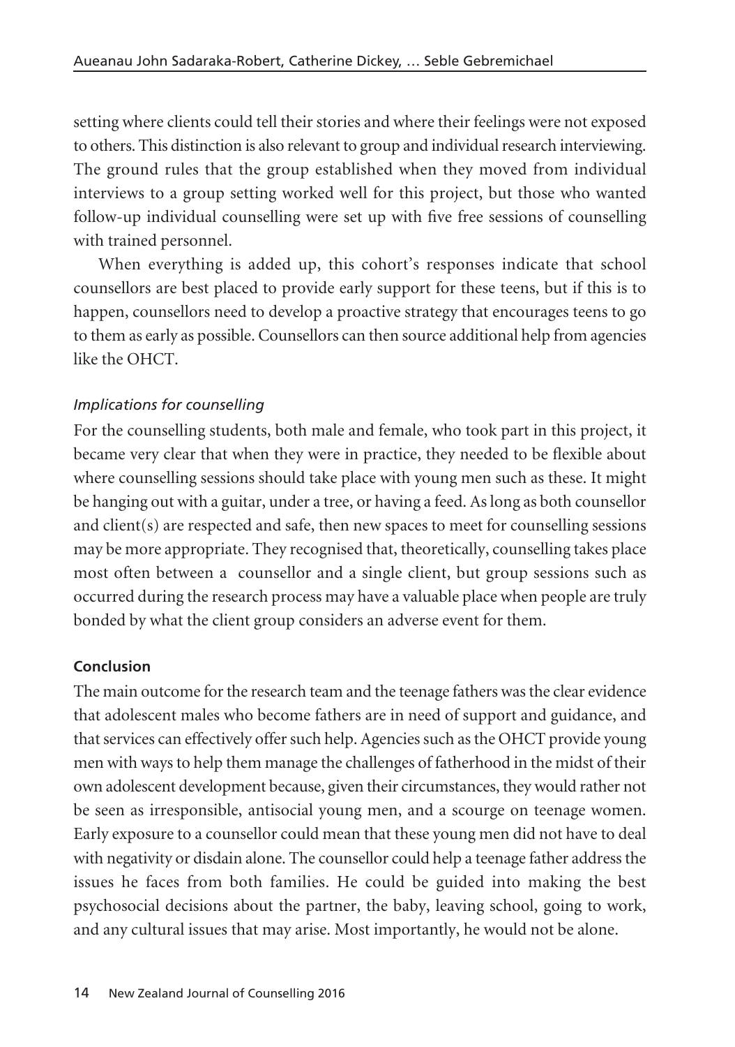setting where clients could tell their stories and where their feelings were not exposed to others. This distinction is also relevant to group and individual research interviewing. The ground rules that the group established when they moved from individual interviews to a group setting worked well for this project, but those who wanted follow-up individual counselling were set up with five free sessions of counselling with trained personnel.

When everything is added up, this cohort's responses indicate that school counsellors are best placed to provide early support for these teens, but if this is to happen, counsellors need to develop a proactive strategy that encourages teens to go to them as early as possible. Counsellors can then source additional help from agencies like the OHCT.

### *Implications for counselling*

For the counselling students, both male and female, who took part in this project, it became very clear that when they were in practice, they needed to be flexible about where counselling sessions should take place with young men such as these. It might be hanging out with a guitar, under a tree, or having a feed. As long as both counsellor and client(s) are respected and safe, then new spaces to meet for counselling sessions may be more appropriate. They recognised that, theoretically, counselling takes place most often between a counsellor and a single client, but group sessions such as occurred during the research process may have a valuable place when people are truly bonded by what the client group considers an adverse event for them.

## **Conclusion**

The main outcome for the research team and the teenage fathers was the clear evidence that adolescent males who become fathers are in need of support and guidance, and that services can effectively offer such help. Agencies such as the OHCT provide young men with ways to help them manage the challenges of fatherhood in the midst of their own adolescent development because, given their circumstances, they would rather not be seen as irresponsible, antisocial young men, and a scourge on teenage women. Early exposure to a counsellor could mean that these young men did not have to deal with negativity or disdain alone. The counsellor could help a teenage father address the issues he faces from both families. He could be guided into making the best psychosocial decisions about the partner, the baby, leaving school, going to work, and any cultural issues that may arise. Most importantly, he would not be alone.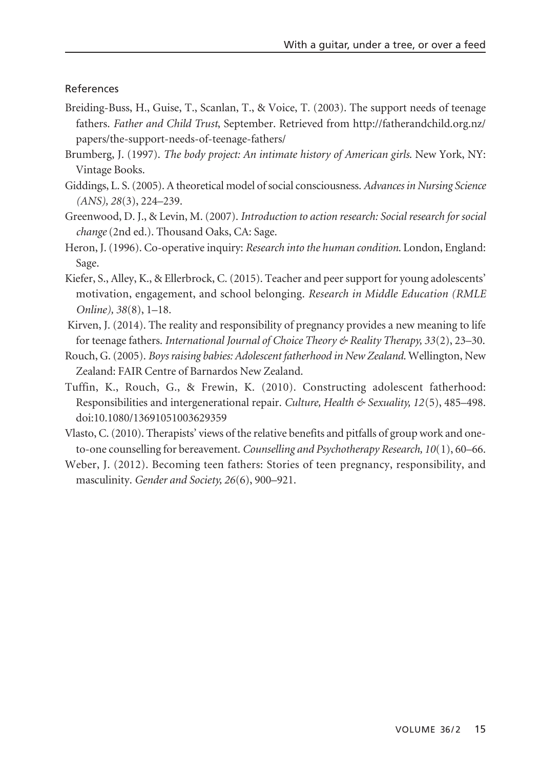## References

Breiding-Buss, H., Guise, T., Scanlan, T., & Voice, T. (2003). The support needs of teenage fathers. *Father and Child Trust*, September. Retrieved from http://fatherandchild.org.nz/papers/the-support-needs-of-teenage-fathers/

Brumberg, J. (1997). *The body project: An intimate history of American girls*. New York, NY: Vintage Books.

Giddings, L. S. (2005). A theoretical model of social consciousness. *Advances in Nursing Science (ANS), 28*(3), 224–239.

Greenwood, D. J., & Levin, M. (2007). *Introduction to action research: Social research for social change* (2nd ed.). Thousand Oaks, CA: Sage.

Heron, J. (1996). Co-operative inquiry: *Research into the human condition*. London, England: Sage.

Kiefer, S., Alley, K., & Ellerbrock, C. (2015). Teacher and peer support for young adolescents' motivation, engagement, and school belonging. *Research in Middle Education (RMLE Online), 38*(8), 1–18.

Kirven, J. (2014). The reality and responsibility of pregnancy provides a new meaning to life for teenage fathers. *International Journal of Choice Theory & Reality Therapy, 33*(2), 23–30.

Rouch, G. (2005). *Boys raising babies: Adolescent fatherhood in New Zealand*. Wellington, New Zealand: FAIR Centre of Barnardos New Zealand.

Tuffin, K., Rouch, G., & Frewin, K. (2010). Constructing adolescent fatherhood: Responsibilities and intergenerational repair. *Culture, Health & Sexuality, 12*(5), 485–498. doi:10.1080/13691051003629359

Vlasto, C. (2010). Therapists' views of the relative benefits and pitfalls of group work and one-to-one counselling for bereavement. *Counselling and Psychotherapy Research, 10*(1), 60–66.

Weber, J. (2012). Becoming teen fathers: Stories of teen pregnancy, responsibility, and masculinity. *Gender and Society, 26*(6), 900–921.